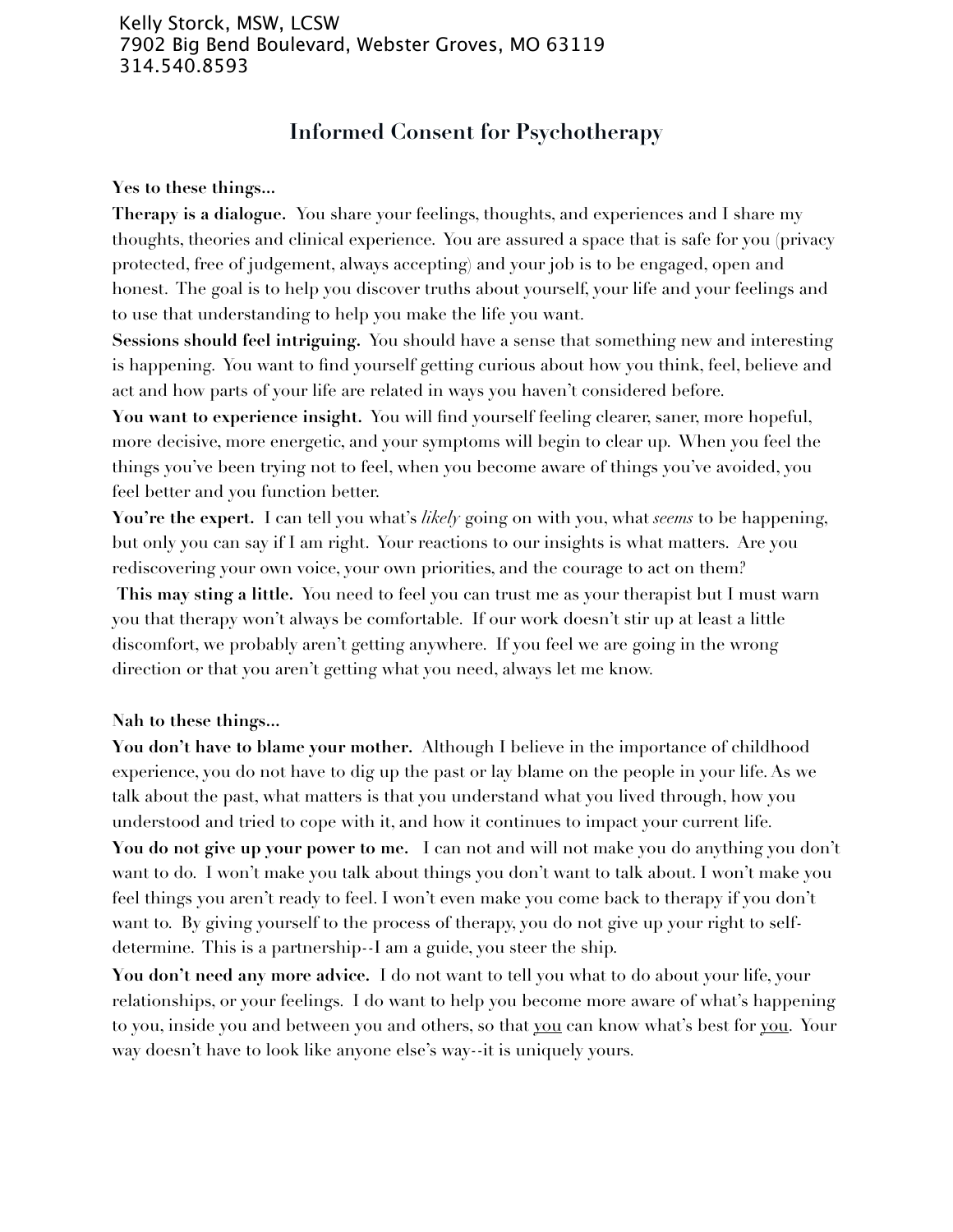Kelly Storck, MSW, LCSW
7902 Big Bend Boulevard, Webster Groves, MO 63119
314.540.8593

# Informed Consent for Psychotherapy

**Yes to these things...**

**Therapy is a dialogue.** You share your feelings, thoughts, and experiences and I share my thoughts, theories and clinical experience. You are assured a space that is safe for you (privacy protected, free of judgement, always accepting) and your job is to be engaged, open and honest. The goal is to help you discover truths about yourself, your life and your feelings and to use that understanding to help you make the life you want.

**Sessions should feel intriguing.** You should have a sense that something new and interesting is happening. You want to find yourself getting curious about how you think, feel, believe and act and how parts of your life are related in ways you haven't considered before.

**You want to experience insight.** You will find yourself feeling clearer, saner, more hopeful, more decisive, more energetic, and your symptoms will begin to clear up. When you feel the things you've been trying not to feel, when you become aware of things you've avoided, you feel better and you function better.

**You're the expert.** I can tell you what's *likely* going on with you, what *seems* to be happening, but only you can say if I am right. Your reactions to our insights is what matters. Are you rediscovering your own voice, your own priorities, and the courage to act on them?

**This may sting a little.** You need to feel you can trust me as your therapist but I must warn you that therapy won't always be comfortable. If our work doesn't stir up at least a little discomfort, we probably aren't getting anywhere. If you feel we are going in the wrong direction or that you aren't getting what you need, always let me know.

**Nah to these things...**

**You don't have to blame your mother.** Although I believe in the importance of childhood experience, you do not have to dig up the past or lay blame on the people in your life. As we talk about the past, what matters is that you understand what you lived through, how you understood and tried to cope with it, and how it continues to impact your current life.

**You do not give up your power to me.** I can not and will not make you do anything you don't want to do. I won't make you talk about things you don't want to talk about. I won't make you feel things you aren't ready to feel. I won't even make you come back to therapy if you don't want to. By giving yourself to the process of therapy, you do not give up your right to self-determine. This is a partnership--I am a guide, you steer the ship.

**You don't need any more advice.** I do not want to tell you what to do about your life, your relationships, or your feelings. I do want to help you become more aware of what's happening to you, inside you and between you and others, so that <u>you</u> can know what's best for <u>you</u>. Your way doesn't have to look like anyone else's way--it is uniquely yours.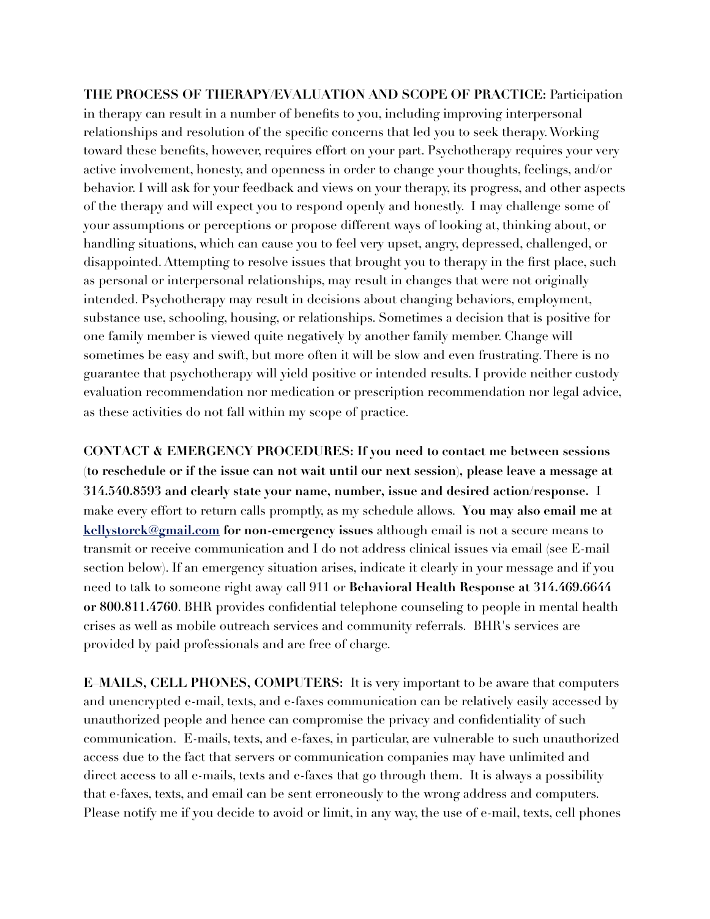**THE PROCESS OF THERAPY/EVALUATION AND SCOPE OF PRACTICE:** Participation in therapy can result in a number of benefits to you, including improving interpersonal relationships and resolution of the specific concerns that led you to seek therapy. Working toward these benefits, however, requires effort on your part. Psychotherapy requires your very active involvement, honesty, and openness in order to change your thoughts, feelings, and/or behavior. I will ask for your feedback and views on your therapy, its progress, and other aspects of the therapy and will expect you to respond openly and honestly. I may challenge some of your assumptions or perceptions or propose different ways of looking at, thinking about, or handling situations, which can cause you to feel very upset, angry, depressed, challenged, or disappointed. Attempting to resolve issues that brought you to therapy in the first place, such as personal or interpersonal relationships, may result in changes that were not originally intended. Psychotherapy may result in decisions about changing behaviors, employment, substance use, schooling, housing, or relationships. Sometimes a decision that is positive for one family member is viewed quite negatively by another family member. Change will sometimes be easy and swift, but more often it will be slow and even frustrating. There is no guarantee that psychotherapy will yield positive or intended results. I provide neither custody evaluation recommendation nor medication or prescription recommendation nor legal advice, as these activities do not fall within my scope of practice.

**CONTACT & EMERGENCY PROCEDURES: If you need to contact me between sessions (to reschedule or if the issue can not wait until our next session), please leave a message at 314.540.8593 and clearly state your name, number, issue and desired action/response.** I make every effort to return calls promptly, as my schedule allows. **You may also email me at [kellystorck@gmail.com](mailto:kellystorck@gmail.com) for non-emergency issues** although email is not a secure means to transmit or receive communication and I do not address clinical issues via email (see E-mail section below). If an emergency situation arises, indicate it clearly in your message and if you need to talk to someone right away call 911 or **Behavioral Health Response at 314.469.6644 or 800.811.4760**. BHR provides confidential telephone counseling to people in mental health crises as well as mobile outreach services and community referrals. BHR's services are provided by paid professionals and are free of charge.

**E–MAILS, CELL PHONES, COMPUTERS:** It is very important to be aware that computers and unencrypted e-mail, texts, and e-faxes communication can be relatively easily accessed by unauthorized people and hence can compromise the privacy and confidentiality of such communication. E-mails, texts, and e-faxes, in particular, are vulnerable to such unauthorized access due to the fact that servers or communication companies may have unlimited and direct access to all e-mails, texts and e-faxes that go through them. It is always a possibility that e-faxes, texts, and email can be sent erroneously to the wrong address and computers. Please notify me if you decide to avoid or limit, in any way, the use of e-mail, texts, cell phones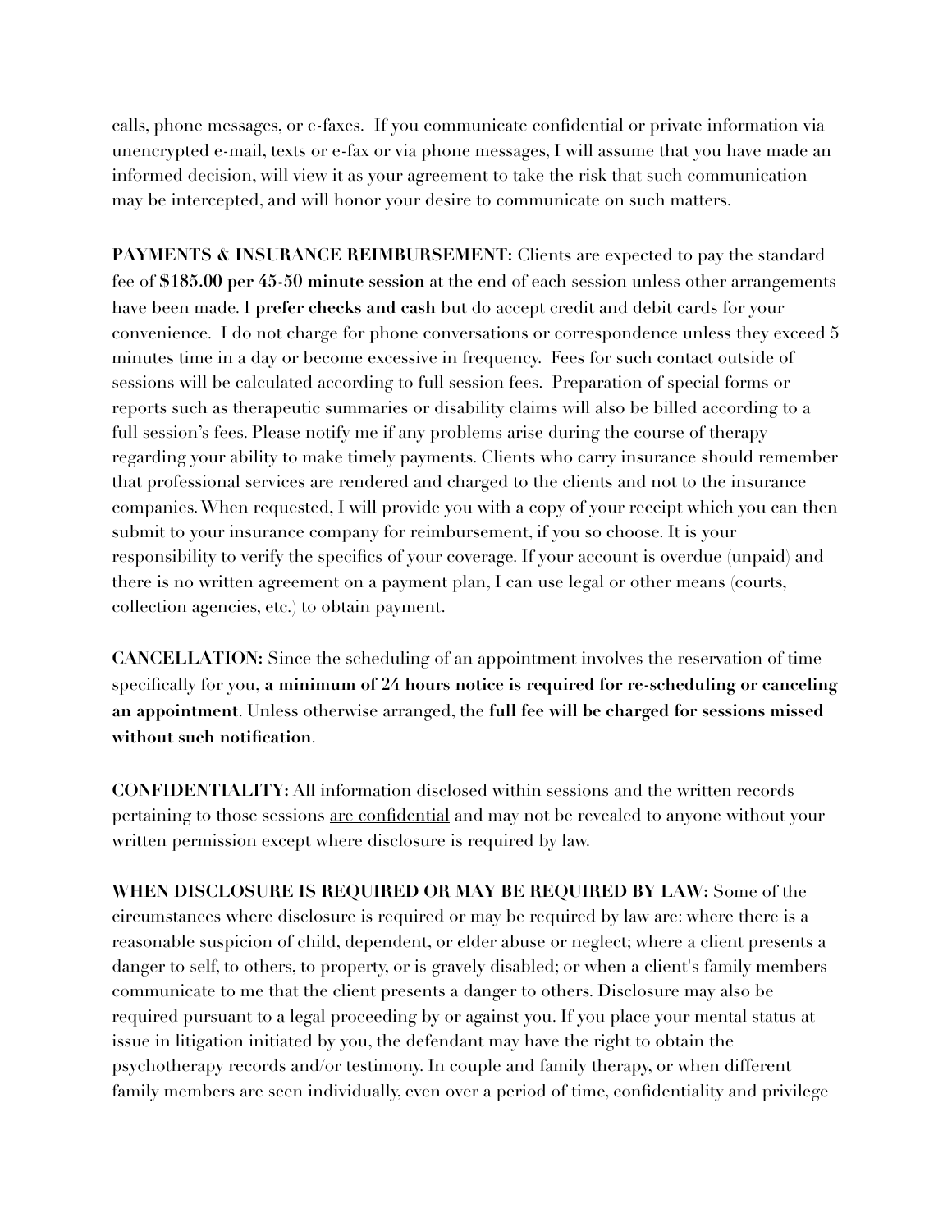calls, phone messages, or e-faxes. If you communicate confidential or private information via unencrypted e-mail, texts or e-fax or via phone messages, I will assume that you have made an informed decision, will view it as your agreement to take the risk that such communication may be intercepted, and will honor your desire to communicate on such matters.

**PAYMENTS & INSURANCE REIMBURSEMENT:** Clients are expected to pay the standard fee of **$185.00 per 45-50 minute session** at the end of each session unless other arrangements have been made. I **prefer checks and cash** but do accept credit and debit cards for your convenience. I do not charge for phone conversations or correspondence unless they exceed 5 minutes time in a day or become excessive in frequency. Fees for such contact outside of sessions will be calculated according to full session fees. Preparation of special forms or reports such as therapeutic summaries or disability claims will also be billed according to a full session's fees. Please notify me if any problems arise during the course of therapy regarding your ability to make timely payments. Clients who carry insurance should remember that professional services are rendered and charged to the clients and not to the insurance companies. When requested, I will provide you with a copy of your receipt which you can then submit to your insurance company for reimbursement, if you so choose. It is your responsibility to verify the specifics of your coverage. If your account is overdue (unpaid) and there is no written agreement on a payment plan, I can use legal or other means (courts, collection agencies, etc.) to obtain payment.

**CANCELLATION:** Since the scheduling of an appointment involves the reservation of time specifically for you, **a minimum of 24 hours notice is required for re-scheduling or canceling an appointment**. Unless otherwise arranged, the **full fee will be charged for sessions missed without such notification**.

**CONFIDENTIALITY:** All information disclosed within sessions and the written records pertaining to those sessions <u>are confidential</u> and may not be revealed to anyone without your written permission except where disclosure is required by law.

**WHEN DISCLOSURE IS REQUIRED OR MAY BE REQUIRED BY LAW:** Some of the circumstances where disclosure is required or may be required by law are: where there is a reasonable suspicion of child, dependent, or elder abuse or neglect; where a client presents a danger to self, to others, to property, or is gravely disabled; or when a client's family members communicate to me that the client presents a danger to others. Disclosure may also be required pursuant to a legal proceeding by or against you. If you place your mental status at issue in litigation initiated by you, the defendant may have the right to obtain the psychotherapy records and/or testimony. In couple and family therapy, or when different family members are seen individually, even over a period of time, confidentiality and privilege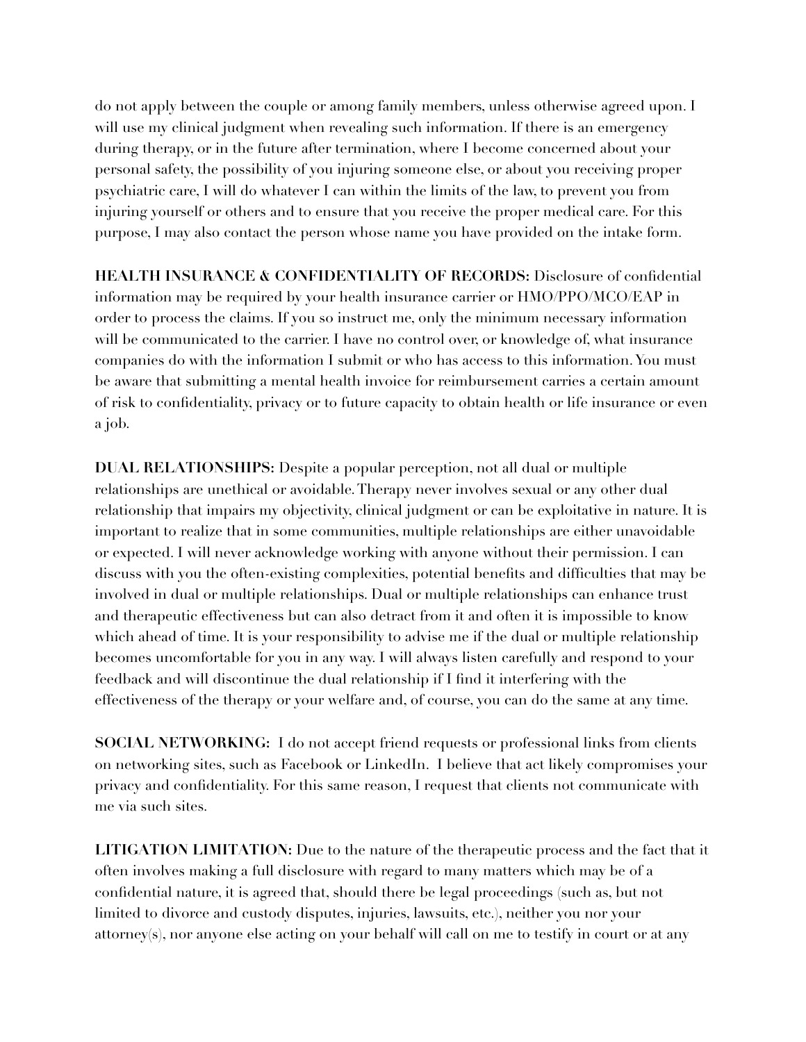do not apply between the couple or among family members, unless otherwise agreed upon. I will use my clinical judgment when revealing such information. If there is an emergency during therapy, or in the future after termination, where I become concerned about your personal safety, the possibility of you injuring someone else, or about you receiving proper psychiatric care, I will do whatever I can within the limits of the law, to prevent you from injuring yourself or others and to ensure that you receive the proper medical care. For this purpose, I may also contact the person whose name you have provided on the intake form.

**HEALTH INSURANCE & CONFIDENTIALITY OF RECORDS:** Disclosure of confidential information may be required by your health insurance carrier or HMO/PPO/MCO/EAP in order to process the claims. If you so instruct me, only the minimum necessary information will be communicated to the carrier. I have no control over, or knowledge of, what insurance companies do with the information I submit or who has access to this information. You must be aware that submitting a mental health invoice for reimbursement carries a certain amount of risk to confidentiality, privacy or to future capacity to obtain health or life insurance or even a job.

**DUAL RELATIONSHIPS:** Despite a popular perception, not all dual or multiple relationships are unethical or avoidable. Therapy never involves sexual or any other dual relationship that impairs my objectivity, clinical judgment or can be exploitative in nature. It is important to realize that in some communities, multiple relationships are either unavoidable or expected. I will never acknowledge working with anyone without their permission. I can discuss with you the often-existing complexities, potential benefits and difficulties that may be involved in dual or multiple relationships. Dual or multiple relationships can enhance trust and therapeutic effectiveness but can also detract from it and often it is impossible to know which ahead of time. It is your responsibility to advise me if the dual or multiple relationship becomes uncomfortable for you in any way. I will always listen carefully and respond to your feedback and will discontinue the dual relationship if I find it interfering with the effectiveness of the therapy or your welfare and, of course, you can do the same at any time.

**SOCIAL NETWORKING:** I do not accept friend requests or professional links from clients on networking sites, such as Facebook or LinkedIn. I believe that act likely compromises your privacy and confidentiality. For this same reason, I request that clients not communicate with me via such sites.

**LITIGATION LIMITATION:** Due to the nature of the therapeutic process and the fact that it often involves making a full disclosure with regard to many matters which may be of a confidential nature, it is agreed that, should there be legal proceedings (such as, but not limited to divorce and custody disputes, injuries, lawsuits, etc.), neither you nor your attorney(s), nor anyone else acting on your behalf will call on me to testify in court or at any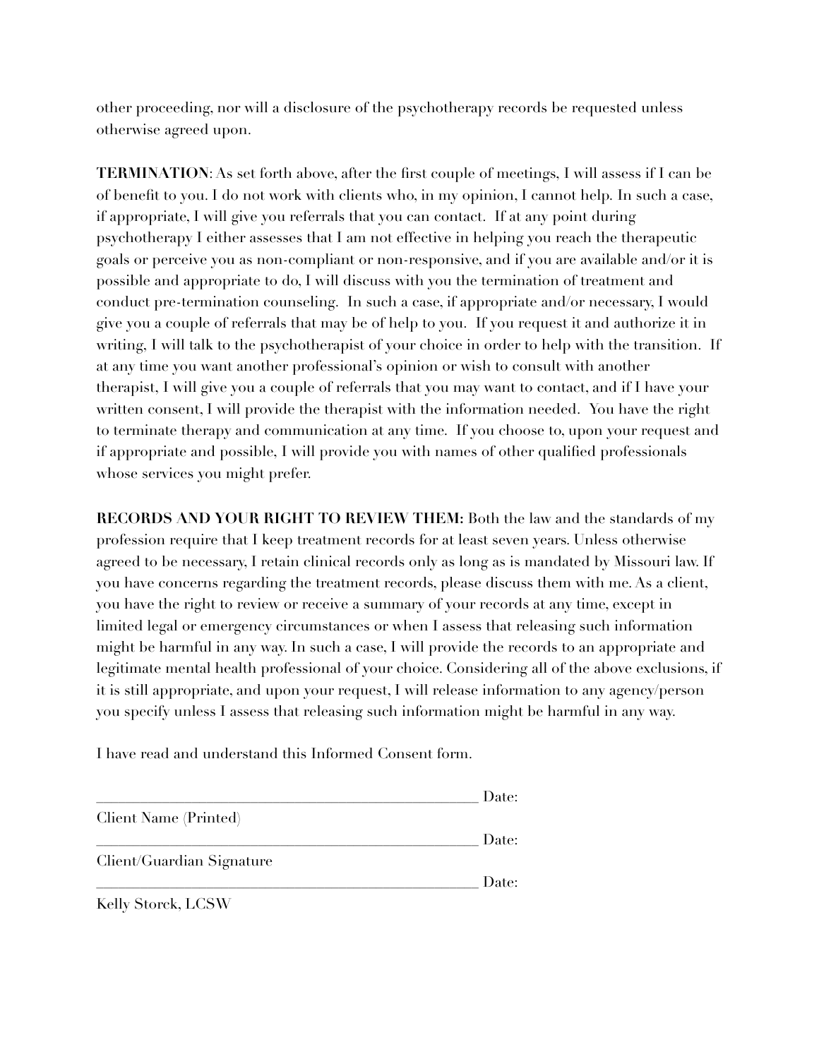other proceeding, nor will a disclosure of the psychotherapy records be requested unless otherwise agreed upon.

**TERMINATION**: As set forth above, after the first couple of meetings, I will assess if I can be of benefit to you. I do not work with clients who, in my opinion, I cannot help. In such a case, if appropriate, I will give you referrals that you can contact. If at any point during psychotherapy I either assesses that I am not effective in helping you reach the therapeutic goals or perceive you as non-compliant or non-responsive, and if you are available and/or it is possible and appropriate to do, I will discuss with you the termination of treatment and conduct pre-termination counseling. In such a case, if appropriate and/or necessary, I would give you a couple of referrals that may be of help to you. If you request it and authorize it in writing, I will talk to the psychotherapist of your choice in order to help with the transition. If at any time you want another professional's opinion or wish to consult with another therapist, I will give you a couple of referrals that you may want to contact, and if I have your written consent, I will provide the therapist with the information needed. You have the right to terminate therapy and communication at any time. If you choose to, upon your request and if appropriate and possible, I will provide you with names of other qualified professionals whose services you might prefer.

**RECORDS AND YOUR RIGHT TO REVIEW THEM:** Both the law and the standards of my profession require that I keep treatment records for at least seven years. Unless otherwise agreed to be necessary, I retain clinical records only as long as is mandated by Missouri law. If you have concerns regarding the treatment records, please discuss them with me. As a client, you have the right to review or receive a summary of your records at any time, except in limited legal or emergency circumstances or when I assess that releasing such information might be harmful in any way. In such a case, I will provide the records to an appropriate and legitimate mental health professional of your choice. Considering all of the above exclusions, if it is still appropriate, and upon your request, I will release information to any agency/person you specify unless I assess that releasing such information might be harmful in any way.

I have read and understand this Informed Consent form.

_______________________________________________ Date:
Client Name (Printed)

_______________________________________________ Date:
Client/Guardian Signature

_______________________________________________ Date:
Kelly Storck, LCSW